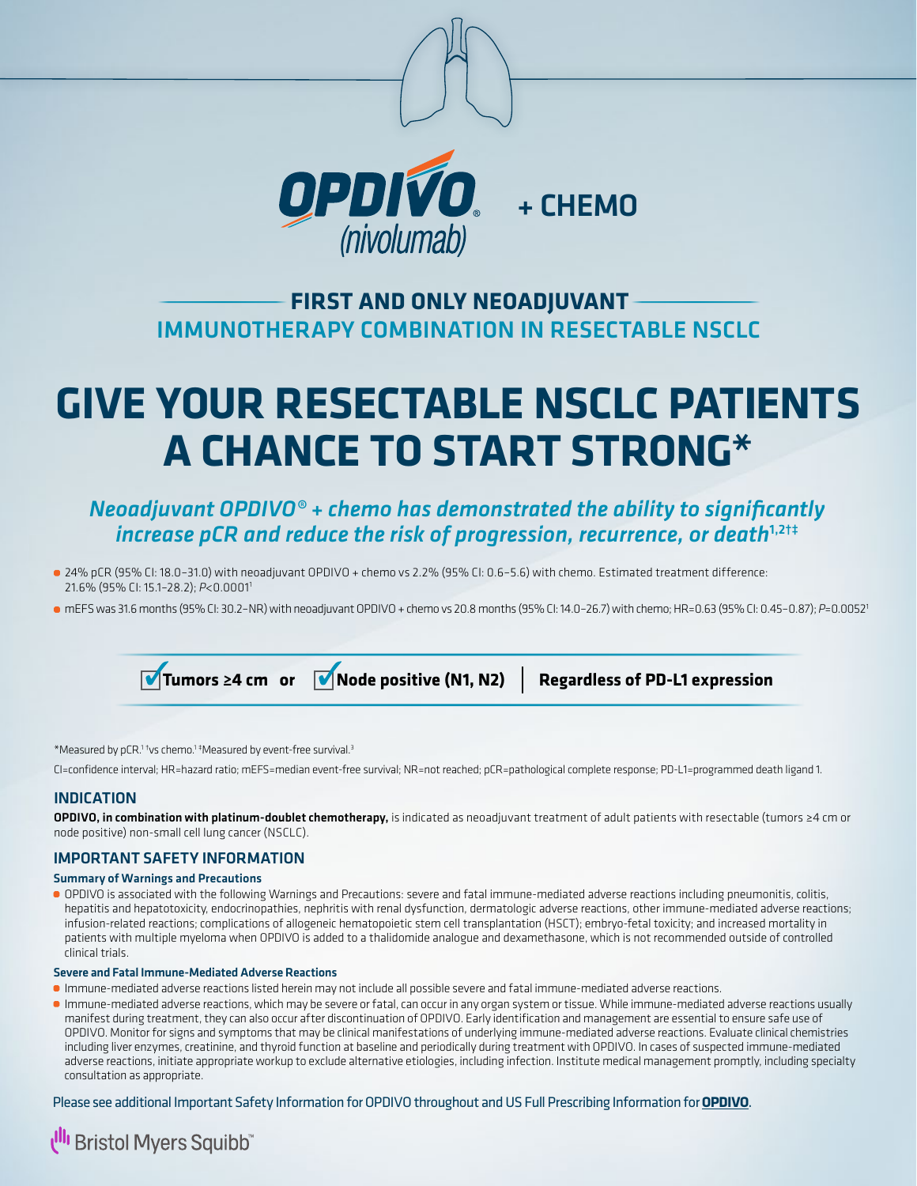**OPDIVO® (nivolumab) + CHEMO**

## FIRST AND ONLY NEOADJUVANT IMMUNOTHERAPY COMBINATION IN RESECTABLE NSCLC

# GIVE YOUR RESECTABLE NSCLC PATIENTS A CHANCE TO START STRONG*

*Neoadjuvant OPDIVO® + chemo has demonstrated the ability to significantly increase pCR and reduce the risk of progression, recurrence, or death*[1,2†‡]

- 24% pCR (95% CI: 18.0–31.0) with neoadjuvant OPDIVO + chemo vs 2.2% (95% CI: 0.6–5.6) with chemo. Estimated treatment difference: 21.6% (95% CI: 15.1–28.2); *P*<0.0001[1]
- mEFS was 31.6 months (95% CI: 30.2–NR) with neoadjuvant OPDIVO + chemo vs 20.8 months (95% CI: 14.0–26.7) with chemo; HR=0.63 (95% CI: 0.45–0.87); *P*=0.0052[1]

**☑ Tumors ≥4 cm or ☑ Node positive (N1, N2) | Regardless of PD-L1 expression**

*Measured by pCR.[1] †vs chemo.[1] ‡Measured by event-free survival.[3]

CI=confidence interval; HR=hazard ratio; mEFS=median event-free survival; NR=not reached; pCR=pathological complete response; PD-L1=programmed death ligand 1.

## INDICATION

**OPDIVO, in combination with platinum-doublet chemotherapy,** is indicated as neoadjuvant treatment of adult patients with resectable (tumors ≥4 cm or node positive) non-small cell lung cancer (NSCLC).

## IMPORTANT SAFETY INFORMATION

#### Summary of Warnings and Precautions

- OPDIVO is associated with the following Warnings and Precautions: severe and fatal immune-mediated adverse reactions including pneumonitis, colitis, hepatitis and hepatotoxicity, endocrinopathies, nephritis with renal dysfunction, dermatologic adverse reactions, other immune-mediated adverse reactions; infusion-related reactions; complications of allogeneic hematopoietic stem cell transplantation (HSCT); embryo-fetal toxicity; and increased mortality in patients with multiple myeloma when OPDIVO is added to a thalidomide analogue and dexamethasone, which is not recommended outside of controlled clinical trials.

#### Severe and Fatal Immune-Mediated Adverse Reactions

- Immune-mediated adverse reactions listed herein may not include all possible severe and fatal immune-mediated adverse reactions.
- Immune-mediated adverse reactions, which may be severe or fatal, can occur in any organ system or tissue. While immune-mediated adverse reactions usually manifest during treatment, they can also occur after discontinuation of OPDIVO. Early identification and management are essential to ensure safe use of OPDIVO. Monitor for signs and symptoms that may be clinical manifestations of underlying immune-mediated adverse reactions. Evaluate clinical chemistries including liver enzymes, creatinine, and thyroid function at baseline and periodically during treatment with OPDIVO. In cases of suspected immune-mediated adverse reactions, initiate appropriate workup to exclude alternative etiologies, including infection. Institute medical management promptly, including specialty consultation as appropriate.

Please see additional Important Safety Information for OPDIVO throughout and US Full Prescribing Information for **OPDIVO**.

Bristol Myers Squibb™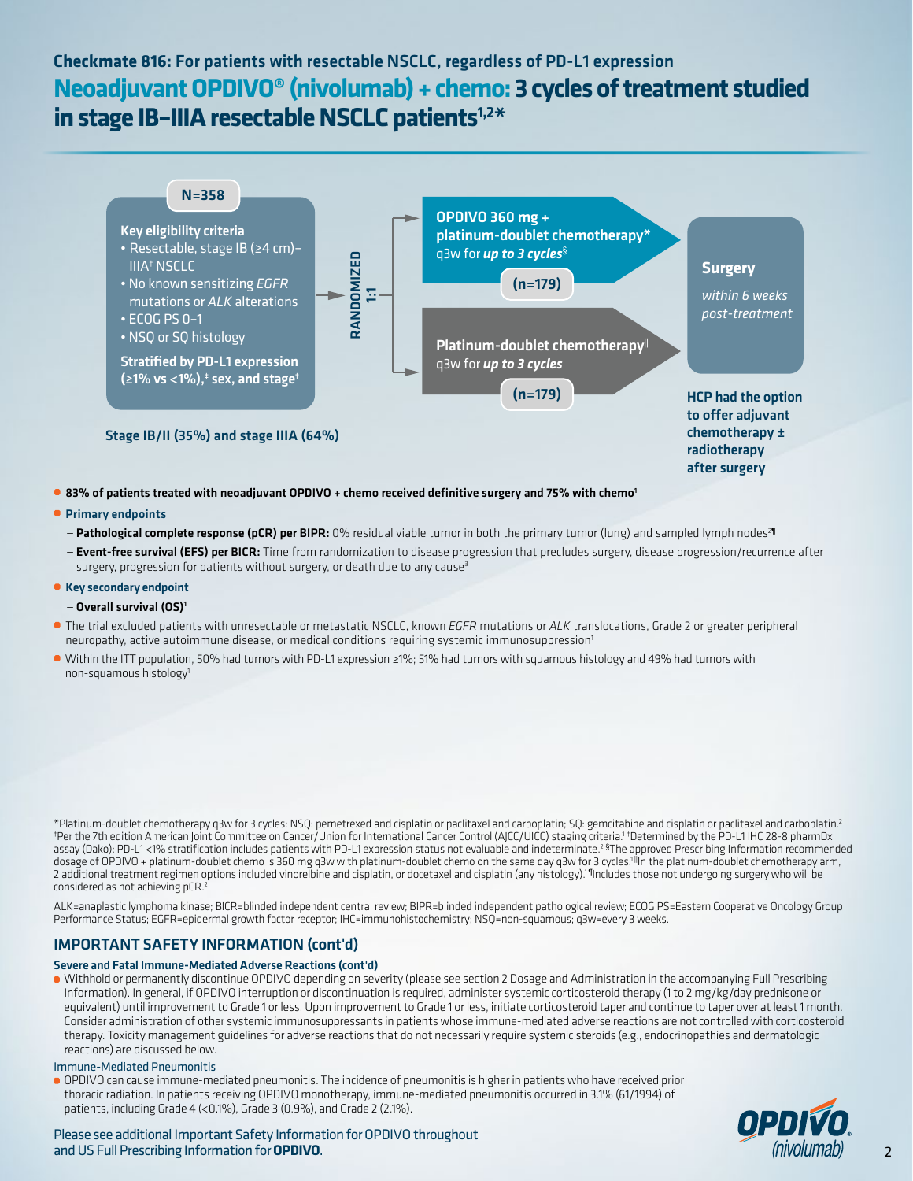**Checkmate 816: For patients with resectable NSCLC, regardless of PD-L1 expression**

# Neoadjuvant OPDIVO® (nivolumab) + chemo: 3 cycles of treatment studied in stage IB–IIIA resectable NSCLC patients[1,2*]

**N=358**

**Key eligibility criteria**
- Resectable, stage IB (≥4 cm)–IIIA[†] NSCLC
- No known sensitizing *EGFR* mutations or *ALK* alterations
- ECOG PS 0–1
- NSQ or SQ histology

**Stratified by PD-L1 expression (≥1% vs <1%),[‡] sex, and stage[†]**

Stage IB/II (35%) and stage IIIA (64%)

**RANDOMIZED 1:1**

**OPDIVO 360 mg + platinum-doublet chemotherapy*** q3w for ***up to 3 cycles***[§] **(n=179)**

**Platinum-doublet chemotherapy**[||] q3w for ***up to 3 cycles*** **(n=179)**

**Surgery** *within 6 weeks post-treatment*

**HCP had the option to offer adjuvant chemotherapy ± radiotherapy after surgery**

- **83% of patients treated with neoadjuvant OPDIVO + chemo received definitive surgery and 75% with chemo**[1]
- **Primary endpoints**
  - **Pathological complete response (pCR) per BIPR:** 0% residual viable tumor in both the primary tumor (lung) and sampled lymph nodes[2¶]
  - **Event-free survival (EFS) per BICR:** Time from randomization to disease progression that precludes surgery, disease progression/recurrence after surgery, progression for patients without surgery, or death due to any cause[3]
- **Key secondary endpoint**
  - **Overall survival (OS)**[1]
- The trial excluded patients with unresectable or metastatic NSCLC, known *EGFR* mutations or *ALK* translocations, Grade 2 or greater peripheral neuropathy, active autoimmune disease, or medical conditions requiring systemic immunosuppression[1]
- Within the ITT population, 50% had tumors with PD-L1 expression ≥1%; 51% had tumors with squamous histology and 49% had tumors with non-squamous histology[1]

*Platinum-doublet chemotherapy q3w for 3 cycles: NSQ: pemetrexed and cisplatin or paclitaxel and carboplatin; SQ: gemcitabine and cisplatin or paclitaxel and carboplatin.[2] [†]Per the 7th edition American Joint Committee on Cancer/Union for International Cancer Control (AJCC/UICC) staging criteria.[1] [‡]Determined by the PD-L1 IHC 28-8 pharmDx assay (Dako); PD-L1 <1% stratification includes patients with PD-L1 expression status not evaluable and indeterminate.[2] [§]The approved Prescribing Information recommended dosage of OPDIVO + platinum-doublet chemo is 360 mg q3w with platinum-doublet chemo on the same day q3w for 3 cycles.[1] [||]In the platinum-doublet chemotherapy arm, 2 additional treatment regimen options included vinorelbine and cisplatin, or docetaxel and cisplatin (any histology).[1] [¶]Includes those not undergoing surgery who will be considered as not achieving pCR.[2]

ALK=anaplastic lymphoma kinase; BICR=blinded independent central review; BIPR=blinded independent pathological review; ECOG PS=Eastern Cooperative Oncology Group Performance Status; EGFR=epidermal growth factor receptor; IHC=immunohistochemistry; NSQ=non-squamous; q3w=every 3 weeks.

## IMPORTANT SAFETY INFORMATION (cont'd)

### Severe and Fatal Immune-Mediated Adverse Reactions (cont'd)

- Withhold or permanently discontinue OPDIVO depending on severity (please see section 2 Dosage and Administration in the accompanying Full Prescribing Information). In general, if OPDIVO interruption or discontinuation is required, administer systemic corticosteroid therapy (1 to 2 mg/kg/day prednisone or equivalent) until improvement to Grade 1 or less. Upon improvement to Grade 1 or less, initiate corticosteroid taper and continue to taper over at least 1 month. Consider administration of other systemic immunosuppressants in patients whose immune-mediated adverse reactions are not controlled with corticosteroid therapy. Toxicity management guidelines for adverse reactions that do not necessarily require systemic steroids (e.g., endocrinopathies and dermatologic reactions) are discussed below.

Immune-Mediated Pneumonitis

- OPDIVO can cause immune-mediated pneumonitis. The incidence of pneumonitis is higher in patients who have received prior thoracic radiation. In patients receiving OPDIVO monotherapy, immune-mediated pneumonitis occurred in 3.1% (61/1994) of patients, including Grade 4 (<0.1%), Grade 3 (0.9%), and Grade 2 (2.1%).

Please see additional Important Safety Information for OPDIVO throughout and US Full Prescribing Information for **OPDIVO**.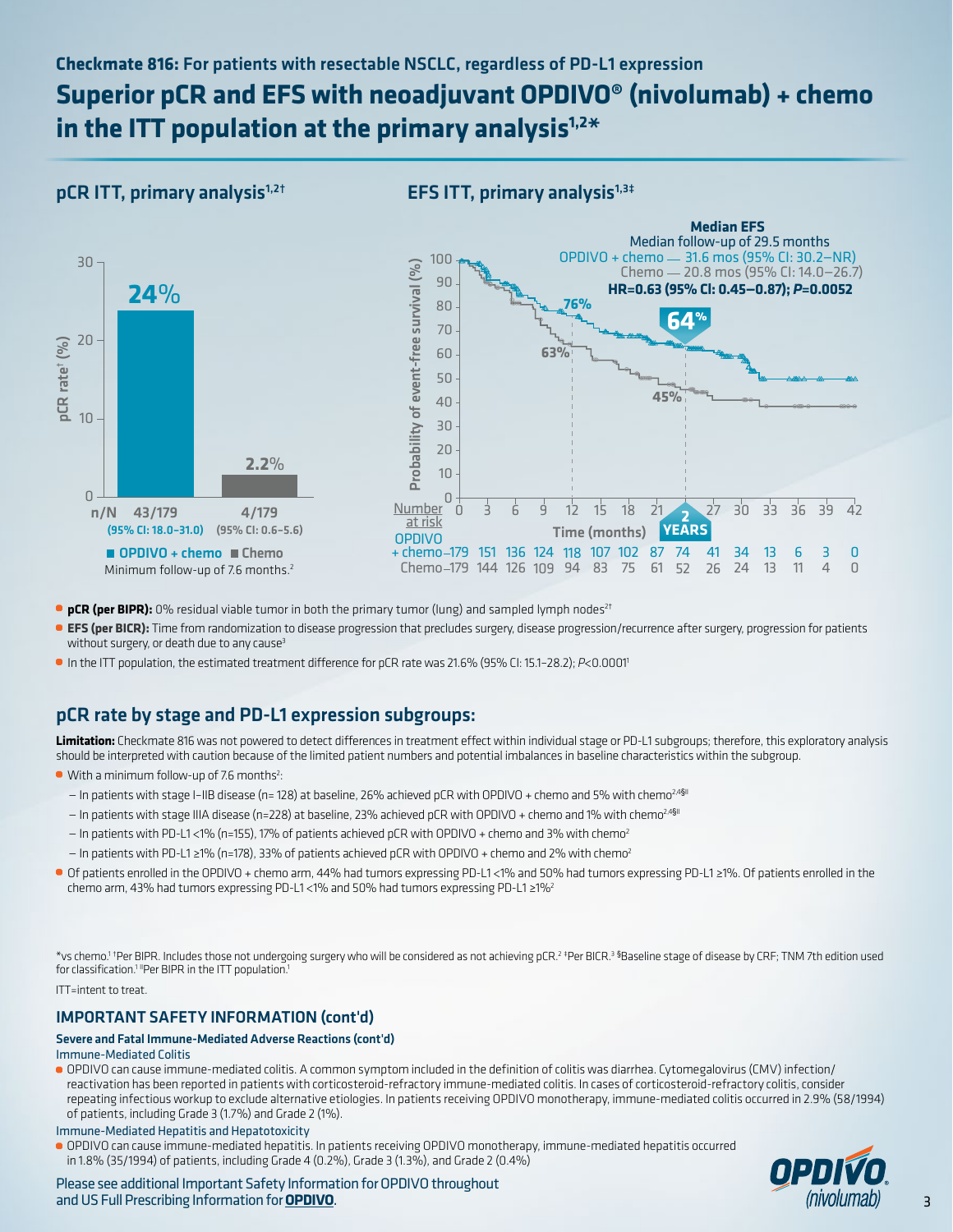**Checkmate 816: For patients with resectable NSCLC, regardless of PD-L1 expression**

# Superior pCR and EFS with neoadjuvant OPDIVO® (nivolumab) + chemo in the ITT population at the primary analysis[1,2*]

## pCR ITT, primary analysis[1,2†]

| | OPDIVO + chemo | Chemo |
|---|---|---|
| pCR rate[†] (%) | 24% | 2.2% |
| n/N | 43/179 | 4/179 |
| | (95% CI: 18.0–31.0) | (95% CI: 0.6–5.6) |

Minimum follow-up of 7.6 months.[2]

## EFS ITT, primary analysis[1,3‡]

**Median EFS**
Median follow-up of 29.5 months
OPDIVO + chemo — 31.6 mos (95% CI: 30.2–NR)
Chemo — 20.8 mos (95% CI: 14.0–26.7)
**HR=0.63 (95% CI: 0.45–0.87); *P*=0.0052**

EFS at 12 months: 76% (OPDIVO + chemo) vs 63% (Chemo)
EFS at 2 years: 64% (OPDIVO + chemo) vs 45% (Chemo)

| Number at risk | 0 | 3 | 6 | 9 | 12 | 15 | 18 | 21 | 2 YEARS | 27 | 30 | 33 | 36 | 39 | 42 |
|---|---|---|---|---|---|---|---|---|---|---|---|---|---|---|---|
| OPDIVO + chemo | 179 | 151 | 136 | 124 | 118 | 107 | 102 | 87 | 74 | 41 | 34 | 13 | 6 | 3 | 0 |
| Chemo | 179 | 144 | 126 | 109 | 94 | 83 | 75 | 61 | 52 | 26 | 24 | 13 | 11 | 4 | 0 |

- **pCR (per BIPR):** 0% residual viable tumor in both the primary tumor (lung) and sampled lymph nodes[2†]
- **EFS (per BICR):** Time from randomization to disease progression that precludes surgery, disease progression/recurrence after surgery, progression for patients without surgery, or death due to any cause[3]
- In the ITT population, the estimated treatment difference for pCR rate was 21.6% (95% CI: 15.1–28.2); *P*<0.0001[1]

## pCR rate by stage and PD-L1 expression subgroups:

**Limitation:** Checkmate 816 was not powered to detect differences in treatment effect within individual stage or PD-L1 subgroups; therefore, this exploratory analysis should be interpreted with caution because of the limited patient numbers and potential imbalances in baseline characteristics within the subgroup.

- With a minimum follow-up of 7.6 months[2]:
  - In patients with stage I–IIB disease (n= 128) at baseline, 26% achieved pCR with OPDIVO + chemo and 5% with chemo[2,4§||]
  - In patients with stage IIIA disease (n=228) at baseline, 23% achieved pCR with OPDIVO + chemo and 1% with chemo[2,4§||]
  - In patients with PD-L1 <1% (n=155), 17% of patients achieved pCR with OPDIVO + chemo and 3% with chemo[2]
  - In patients with PD-L1 ≥1% (n=178), 33% of patients achieved pCR with OPDIVO + chemo and 2% with chemo[2]
- Of patients enrolled in the OPDIVO + chemo arm, 44% had tumors expressing PD-L1 <1% and 50% had tumors expressing PD-L1 ≥1%. Of patients enrolled in the chemo arm, 43% had tumors expressing PD-L1 <1% and 50% had tumors expressing PD-L1 ≥1%[2]

*vs chemo.[1] †Per BIPR. Includes those not undergoing surgery who will be considered as not achieving pCR.[2] ‡Per BICR.[3] §Baseline stage of disease by CRF; TNM 7th edition used for classification.[1] ||Per BIPR in the ITT population.[1]

ITT=intent to treat.

## IMPORTANT SAFETY INFORMATION (cont'd)

### Severe and Fatal Immune-Mediated Adverse Reactions (cont'd)

Immune-Mediated Colitis

- OPDIVO can cause immune-mediated colitis. A common symptom included in the definition of colitis was diarrhea. Cytomegalovirus (CMV) infection/reactivation has been reported in patients with corticosteroid-refractory immune-mediated colitis. In cases of corticosteroid-refractory colitis, consider repeating infectious workup to exclude alternative etiologies. In patients receiving OPDIVO monotherapy, immune-mediated colitis occurred in 2.9% (58/1994) of patients, including Grade 3 (1.7%) and Grade 2 (1%).

Immune-Mediated Hepatitis and Hepatotoxicity

- OPDIVO can cause immune-mediated hepatitis. In patients receiving OPDIVO monotherapy, immune-mediated hepatitis occurred in 1.8% (35/1994) of patients, including Grade 4 (0.2%), Grade 3 (1.3%), and Grade 2 (0.4%)

Please see additional Important Safety Information for OPDIVO throughout and US Full Prescribing Information for **OPDIVO**.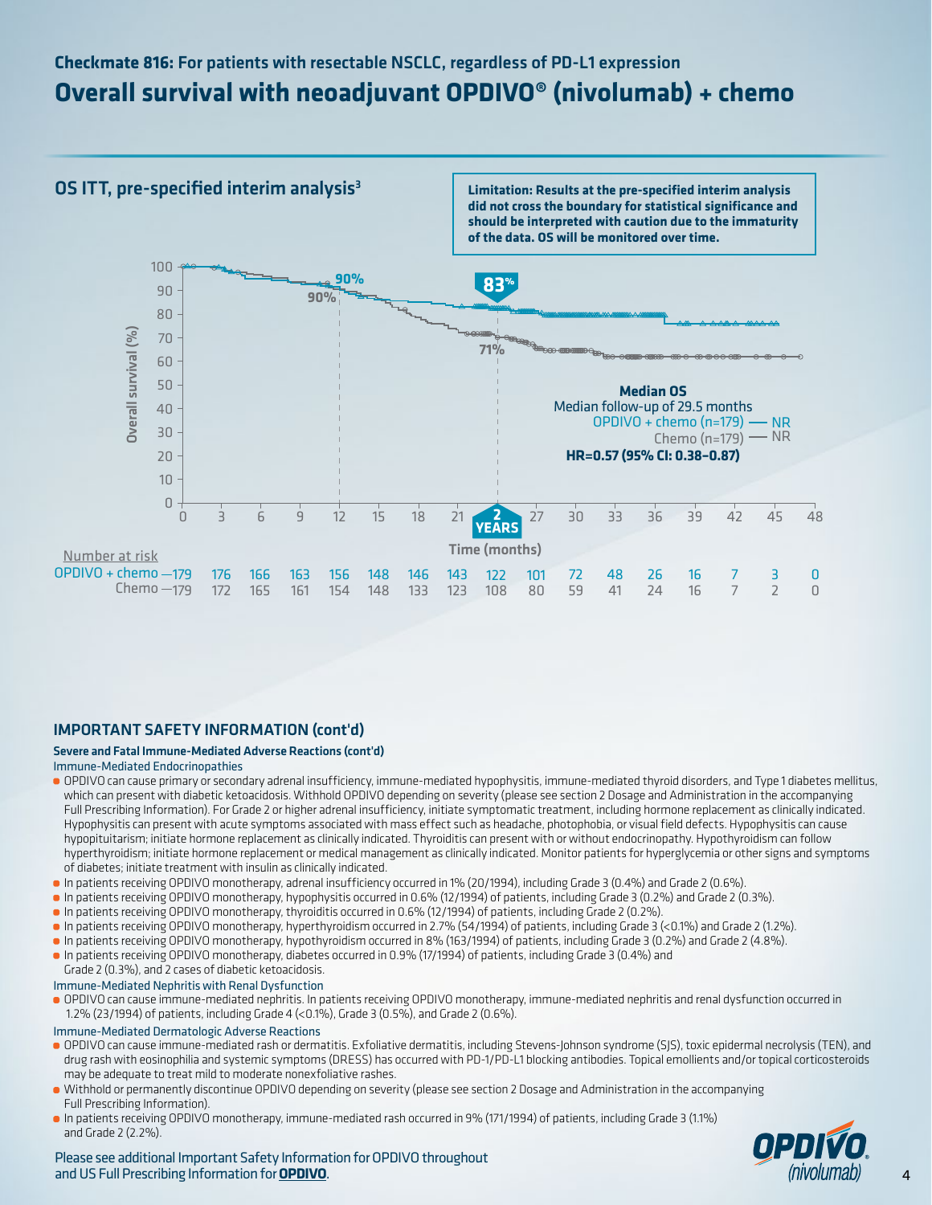## Checkmate 816: For patients with resectable NSCLC, regardless of PD-L1 expression

# Overall survival with neoadjuvant OPDIVO® (nivolumab) + chemo

### OS ITT, pre-specified interim analysis[3]

**Limitation: Results at the pre-specified interim analysis did not cross the boundary for statistical significance and should be interpreted with caution due to the immaturity of the data. OS will be monitored over time.**

Overall survival (%)

90% / 90% (12 months); 83% / 71% (2 YEARS)

**Median OS**
Median follow-up of 29.5 months
OPDIVO + chemo (n=179) — NR
Chemo (n=179) — NR
**HR=0.57 (95% CI: 0.38–0.87)**

Time (months)

| Number at risk | 0 | 3 | 6 | 9 | 12 | 15 | 18 | 21 | 24 | 27 | 30 | 33 | 36 | 39 | 42 | 45 | 48 |
|---|---|---|---|---|---|---|---|---|---|---|---|---|---|---|---|---|---|
| OPDIVO + chemo | 179 | 176 | 166 | 163 | 156 | 148 | 146 | 143 | 122 | 101 | 72 | 48 | 26 | 16 | 7 | 3 | 0 |
| Chemo | 179 | 172 | 165 | 161 | 154 | 148 | 133 | 123 | 108 | 80 | 59 | 41 | 24 | 16 | 7 | 2 | 0 |

## IMPORTANT SAFETY INFORMATION (cont'd)

**Severe and Fatal Immune-Mediated Adverse Reactions (cont'd)**

Immune-Mediated Endocrinopathies

- OPDIVO can cause primary or secondary adrenal insufficiency, immune-mediated hypophysitis, immune-mediated thyroid disorders, and Type 1 diabetes mellitus, which can present with diabetic ketoacidosis. Withhold OPDIVO depending on severity (please see section 2 Dosage and Administration in the accompanying Full Prescribing Information). For Grade 2 or higher adrenal insufficiency, initiate symptomatic treatment, including hormone replacement as clinically indicated. Hypophysitis can present with acute symptoms associated with mass effect such as headache, photophobia, or visual field defects. Hypophysitis can cause hypopituitarism; initiate hormone replacement as clinically indicated. Thyroiditis can present with or without endocrinopathy. Hypothyroidism can follow hyperthyroidism; initiate hormone replacement or medical management as clinically indicated. Monitor patients for hyperglycemia or other signs and symptoms of diabetes; initiate treatment with insulin as clinically indicated.
- In patients receiving OPDIVO monotherapy, adrenal insufficiency occurred in 1% (20/1994), including Grade 3 (0.4%) and Grade 2 (0.6%).
- In patients receiving OPDIVO monotherapy, hypophysitis occurred in 0.6% (12/1994) of patients, including Grade 3 (0.2%) and Grade 2 (0.3%).
- In patients receiving OPDIVO monotherapy, thyroiditis occurred in 0.6% (12/1994) of patients, including Grade 2 (0.2%).
- In patients receiving OPDIVO monotherapy, hyperthyroidism occurred in 2.7% (54/1994) of patients, including Grade 3 (<0.1%) and Grade 2 (1.2%).
- In patients receiving OPDIVO monotherapy, hypothyroidism occurred in 8% (163/1994) of patients, including Grade 3 (0.2%) and Grade 2 (4.8%).
- In patients receiving OPDIVO monotherapy, diabetes occurred in 0.9% (17/1994) of patients, including Grade 3 (0.4%) and Grade 2 (0.3%), and 2 cases of diabetic ketoacidosis.

Immune-Mediated Nephritis with Renal Dysfunction

- OPDIVO can cause immune-mediated nephritis. In patients receiving OPDIVO monotherapy, immune-mediated nephritis and renal dysfunction occurred in 1.2% (23/1994) of patients, including Grade 4 (<0.1%), Grade 3 (0.5%), and Grade 2 (0.6%).

Immune-Mediated Dermatologic Adverse Reactions

- OPDIVO can cause immune-mediated rash or dermatitis. Exfoliative dermatitis, including Stevens-Johnson syndrome (SJS), toxic epidermal necrolysis (TEN), and drug rash with eosinophilia and systemic symptoms (DRESS) has occurred with PD-1/PD-L1 blocking antibodies. Topical emollients and/or topical corticosteroids may be adequate to treat mild to moderate nonexfoliative rashes.
- Withhold or permanently discontinue OPDIVO depending on severity (please see section 2 Dosage and Administration in the accompanying Full Prescribing Information).
- In patients receiving OPDIVO monotherapy, immune-mediated rash occurred in 9% (171/1994) of patients, including Grade 3 (1.1%) and Grade 2 (2.2%).

Please see additional Important Safety Information for OPDIVO throughout and US Full Prescribing Information for **OPDIVO**.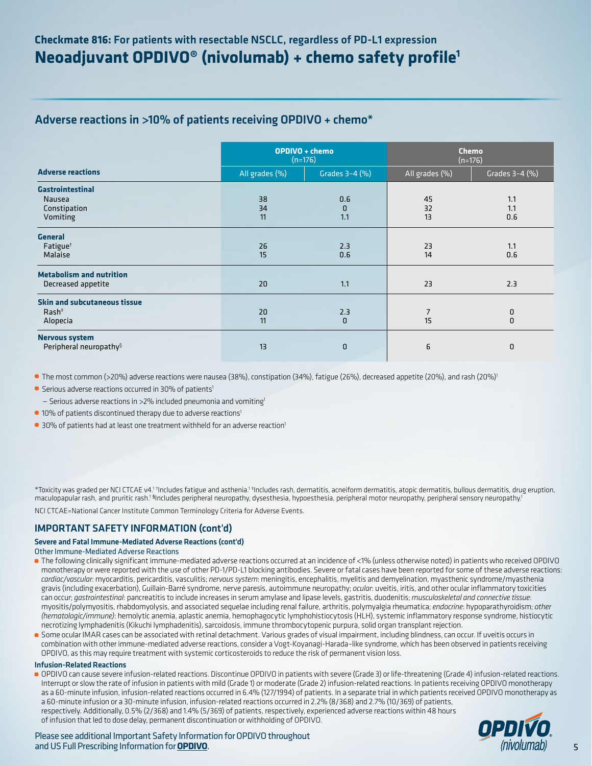## Checkmate 816: For patients with resectable NSCLC, regardless of PD-L1 expression

# Neoadjuvant OPDIVO® (nivolumab) + chemo safety profile[1]

## Adverse reactions in >10% of patients receiving OPDIVO + chemo*

| Adverse reactions | OPDIVO + chemo (n=176) | | Chemo (n=176) | |
|---|---|---|---|---|
| | All grades (%) | Grades 3–4 (%) | All grades (%) | Grades 3–4 (%) |
| **Gastrointestinal** | | | | |
| Nausea | 38 | 0.6 | 45 | 1.1 |
| Constipation | 34 | 0 | 32 | 1.1 |
| Vomiting | 11 | 1.1 | 13 | 0.6 |
| **General** | | | | |
| Fatigue† | 26 | 2.3 | 23 | 1.1 |
| Malaise | 15 | 0.6 | 14 | 0.6 |
| **Metabolism and nutrition** | | | | |
| Decreased appetite | 20 | 1.1 | 23 | 2.3 |
| **Skin and subcutaneous tissue** | | | | |
| Rash‡ | 20 | 2.3 | 7 | 0 |
| Alopecia | 11 | 0 | 15 | 0 |
| **Nervous system** | | | | |
| Peripheral neuropathy§ | 13 | 0 | 6 | 0 |

- The most common (>20%) adverse reactions were nausea (38%), constipation (34%), fatigue (26%), decreased appetite (20%), and rash (20%)[1]
- Serious adverse reactions occurred in 30% of patients[1]
  - Serious adverse reactions in >2% included pneumonia and vomiting[1]
- 10% of patients discontinued therapy due to adverse reactions[1]
- 30% of patients had at least one treatment withheld for an adverse reaction[1]

*Toxicity was graded per NCI CTCAE v4.[1] †Includes fatigue and asthenia.[1] ‡Includes rash, dermatitis, acneiform dermatitis, atopic dermatitis, bullous dermatitis, drug eruption, maculopapular rash, and pruritic rash.[1] §Includes peripheral neuropathy, dysesthesia, hypoesthesia, peripheral motor neuropathy, peripheral sensory neuropathy.[1]

NCI CTCAE=National Cancer Institute Common Terminology Criteria for Adverse Events.

## IMPORTANT SAFETY INFORMATION (cont'd)

#### Severe and Fatal Immune-Mediated Adverse Reactions (cont'd)

Other Immune-Mediated Adverse Reactions

- The following clinically significant immune-mediated adverse reactions occurred at an incidence of <1% (unless otherwise noted) in patients who received OPDIVO monotherapy or were reported with the use of other PD-1/PD-L1 blocking antibodies. Severe or fatal cases have been reported for some of these adverse reactions: *cardiac/vascular*: myocarditis, pericarditis, vasculitis; *nervous system*: meningitis, encephalitis, myelitis and demyelination, myasthenic syndrome/myasthenia gravis (including exacerbation), Guillain-Barré syndrome, nerve paresis, autoimmune neuropathy; *ocular*: uveitis, iritis, and other ocular inflammatory toxicities can occur; *gastrointestinal*: pancreatitis to include increases in serum amylase and lipase levels, gastritis, duodenitis; *musculoskeletal and connective tissue*: myositis/polymyositis, rhabdomyolysis, and associated sequelae including renal failure, arthritis, polymyalgia rheumatica; *endocrine*: hypoparathyroidism; *other (hematologic/immune)*: hemolytic anemia, aplastic anemia, hemophagocytic lymphohistiocytosis (HLH), systemic inflammatory response syndrome, histiocytic necrotizing lymphadenitis (Kikuchi lymphadenitis), sarcoidosis, immune thrombocytopenic purpura, solid organ transplant rejection.
- Some ocular IMAR cases can be associated with retinal detachment. Various grades of visual impairment, including blindness, can occur. If uveitis occurs in combination with other immune-mediated adverse reactions, consider a Vogt-Koyanagi-Harada–like syndrome, which has been observed in patients receiving OPDIVO, as this may require treatment with systemic corticosteroids to reduce the risk of permanent vision loss.

#### Infusion-Related Reactions

- OPDIVO can cause severe infusion-related reactions. Discontinue OPDIVO in patients with severe (Grade 3) or life-threatening (Grade 4) infusion-related reactions. Interrupt or slow the rate of infusion in patients with mild (Grade 1) or moderate (Grade 2) infusion-related reactions. In patients receiving OPDIVO monotherapy as a 60-minute infusion, infusion-related reactions occurred in 6.4% (127/1994) of patients. In a separate trial in which patients received OPDIVO monotherapy as a 60-minute infusion or a 30-minute infusion, infusion-related reactions occurred in 2.2% (8/368) and 2.7% (10/369) of patients, respectively. Additionally, 0.5% (2/368) and 1.4% (5/369) of patients, respectively, experienced adverse reactions within 48 hours of infusion that led to dose delay, permanent discontinuation or withholding of OPDIVO.

Please see additional Important Safety Information for OPDIVO throughout and US Full Prescribing Information for **OPDIVO**.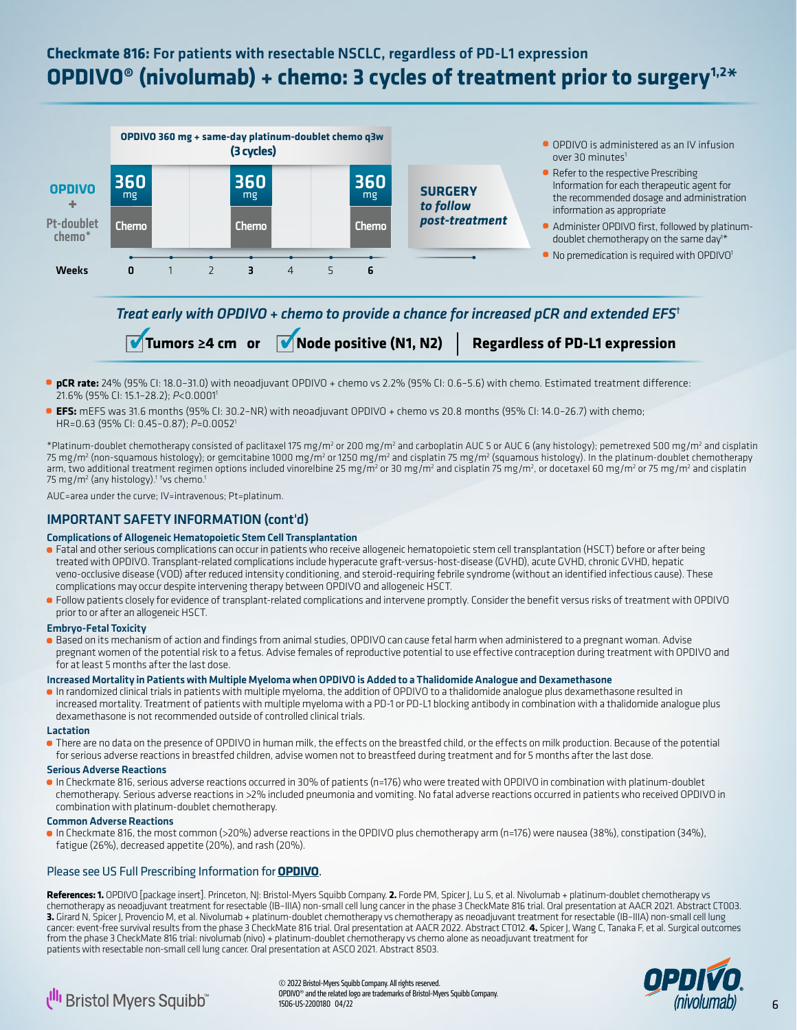**Checkmate 816:** For patients with resectable NSCLC, regardless of PD-L1 expression

# OPDIVO® (nivolumab) + chemo: 3 cycles of treatment prior to surgery[1,2*]

**OPDIVO 360 mg + same-day platinum-doublet chemo q3w (3 cycles)**

OPDIVO + Pt-doublet chemo*

360 mg / Chemo — Week 0
360 mg / Chemo — Week 3
360 mg / Chemo — Week 6

Weeks: 0 1 2 3 4 5 6

**SURGERY** *to follow post-treatment*

- OPDIVO is administered as an IV infusion over 30 minutes[1]
- Refer to the respective Prescribing Information for each therapeutic agent for the recommended dosage and administration information as appropriate
- Administer OPDIVO first, followed by platinum-doublet chemotherapy on the same day[1*]
- No premedication is required with OPDIVO[1]

*Treat early with OPDIVO + chemo to provide a chance for increased pCR and extended EFS*[†]

**Tumors ≥4 cm** or **Node positive (N1, N2)** | **Regardless of PD-L1 expression**

- **pCR rate:** 24% (95% CI: 18.0–31.0) with neoadjuvant OPDIVO + chemo vs 2.2% (95% CI: 0.6–5.6) with chemo. Estimated treatment difference: 21.6% (95% CI: 15.1–28.2); *P*<0.0001[1]
- **EFS:** mEFS was 31.6 months (95% CI: 30.2–NR) with neoadjuvant OPDIVO + chemo vs 20.8 months (95% CI: 14.0–26.7) with chemo; HR=0.63 (95% CI: 0.45–0.87); *P*=0.0052[1]

*Platinum-doublet chemotherapy consisted of paclitaxel 175 mg/m² or 200 mg/m² and carboplatin AUC 5 or AUC 6 (any histology); pemetrexed 500 mg/m² and cisplatin 75 mg/m² (non-squamous histology); or gemcitabine 1000 mg/m² or 1250 mg/m² and cisplatin 75 mg/m² (squamous histology). In the platinum-doublet chemotherapy arm, two additional treatment regimen options included vinorelbine 25 mg/m² or 30 mg/m² and cisplatin 75 mg/m², or docetaxel 60 mg/m² or 75 mg/m² and cisplatin 75 mg/m² (any histology).[1] †vs chemo.[1]

AUC=area under the curve; IV=intravenous; Pt=platinum.

## IMPORTANT SAFETY INFORMATION (cont'd)

### Complications of Allogeneic Hematopoietic Stem Cell Transplantation

- Fatal and other serious complications can occur in patients who receive allogeneic hematopoietic stem cell transplantation (HSCT) before or after being treated with OPDIVO. Transplant-related complications include hyperacute graft-versus-host-disease (GVHD), acute GVHD, chronic GVHD, hepatic veno-occlusive disease (VOD) after reduced intensity conditioning, and steroid-requiring febrile syndrome (without an identified infectious cause). These complications may occur despite intervening therapy between OPDIVO and allogeneic HSCT.
- Follow patients closely for evidence of transplant-related complications and intervene promptly. Consider the benefit versus risks of treatment with OPDIVO prior to or after an allogeneic HSCT.

### Embryo-Fetal Toxicity

- Based on its mechanism of action and findings from animal studies, OPDIVO can cause fetal harm when administered to a pregnant woman. Advise pregnant women of the potential risk to a fetus. Advise females of reproductive potential to use effective contraception during treatment with OPDIVO and for at least 5 months after the last dose.

### Increased Mortality in Patients with Multiple Myeloma when OPDIVO is Added to a Thalidomide Analogue and Dexamethasone

- In randomized clinical trials in patients with multiple myeloma, the addition of OPDIVO to a thalidomide analogue plus dexamethasone resulted in increased mortality. Treatment of patients with multiple myeloma with a PD-1 or PD-L1 blocking antibody in combination with a thalidomide analogue plus dexamethasone is not recommended outside of controlled clinical trials.

### Lactation

- There are no data on the presence of OPDIVO in human milk, the effects on the breastfed child, or the effects on milk production. Because of the potential for serious adverse reactions in breastfed children, advise women not to breastfeed during treatment and for 5 months after the last dose.

### Serious Adverse Reactions

- In Checkmate 816, serious adverse reactions occurred in 30% of patients (n=176) who were treated with OPDIVO in combination with platinum-doublet chemotherapy. Serious adverse reactions in >2% included pneumonia and vomiting. No fatal adverse reactions occurred in patients who received OPDIVO in combination with platinum-doublet chemotherapy.

### Common Adverse Reactions

- In Checkmate 816, the most common (>20%) adverse reactions in the OPDIVO plus chemotherapy arm (n=176) were nausea (38%), constipation (34%), fatigue (26%), decreased appetite (20%), and rash (20%).

Please see US Full Prescribing Information for **OPDIVO**.

**References: 1.** OPDIVO [package insert]. Princeton, NJ: Bristol-Myers Squibb Company. **2.** Forde PM, Spicer J, Lu S, et al. Nivolumab + platinum-doublet chemotherapy vs chemotherapy as neoadjuvant treatment for resectable (IB–IIIA) non-small cell lung cancer in the phase 3 CheckMate 816 trial. Oral presentation at AACR 2021. Abstract CT003. **3.** Girard N, Spicer J, Provencio M, et al. Nivolumab + platinum-doublet chemotherapy vs chemotherapy as neoadjuvant treatment for resectable (IB–IIIA) non-small cell lung cancer: event-free survival results from the phase 3 CheckMate 816 trial. Oral presentation at AACR 2022. Abstract CT012. **4.** Spicer J, Wang C, Tanaka F, et al. Surgical outcomes from the phase 3 CheckMate 816 trial: nivolumab (nivo) + platinum-doublet chemotherapy vs chemo alone as neoadjuvant treatment for patients with resectable non-small cell lung cancer. Oral presentation at ASCO 2021. Abstract 8503.

Bristol Myers Squibb™

© 2022 Bristol-Myers Squibb Company. All rights reserved.
OPDIVO® and the related logo are trademarks of Bristol-Myers Squibb Company.
1506-US-2200180 04/22

OPDIVO (nivolumab)